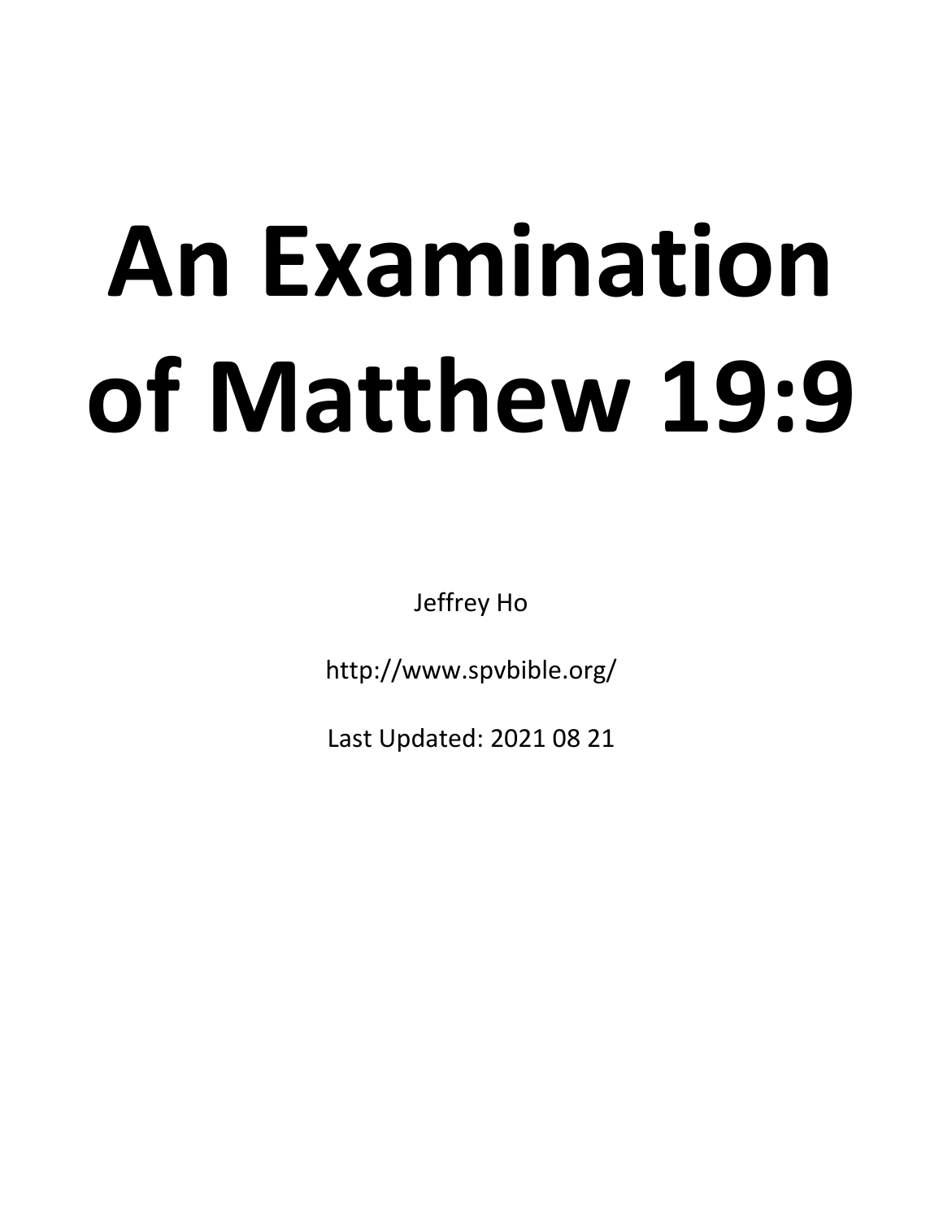# An Examination of Matthew 19:9

Jeffrey Ho

http://www.spvbible.org/

Last Updated: 2021 08 21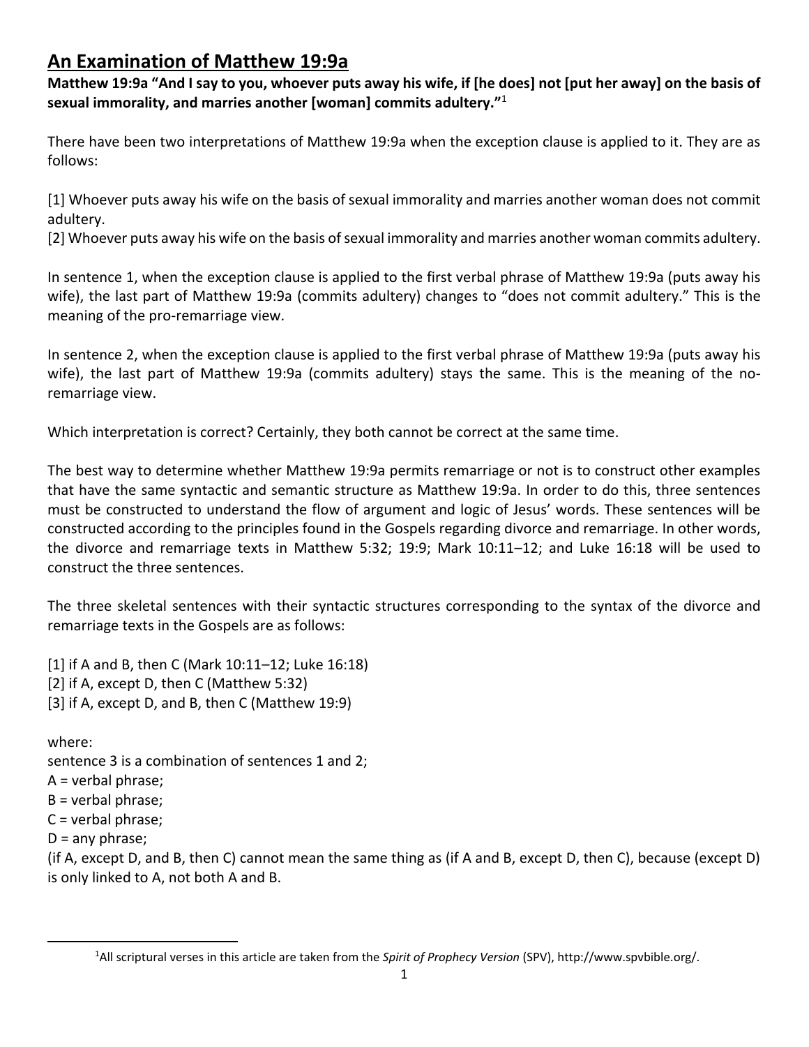# An Examination of Matthew 19:9a

**Matthew 19:9a "And I say to you, whoever puts away his wife, if [he does] not [put her away] on the basis of sexual immorality, and marries another [woman] commits adultery."**[1]

There have been two interpretations of Matthew 19:9a when the exception clause is applied to it. They are as follows:

[1] Whoever puts away his wife on the basis of sexual immorality and marries another woman does not commit adultery.
[2] Whoever puts away his wife on the basis of sexual immorality and marries another woman commits adultery.

In sentence 1, when the exception clause is applied to the first verbal phrase of Matthew 19:9a (puts away his wife), the last part of Matthew 19:9a (commits adultery) changes to "does not commit adultery." This is the meaning of the pro-remarriage view.

In sentence 2, when the exception clause is applied to the first verbal phrase of Matthew 19:9a (puts away his wife), the last part of Matthew 19:9a (commits adultery) stays the same. This is the meaning of the no-remarriage view.

Which interpretation is correct? Certainly, they both cannot be correct at the same time.

The best way to determine whether Matthew 19:9a permits remarriage or not is to construct other examples that have the same syntactic and semantic structure as Matthew 19:9a. In order to do this, three sentences must be constructed to understand the flow of argument and logic of Jesus' words. These sentences will be constructed according to the principles found in the Gospels regarding divorce and remarriage. In other words, the divorce and remarriage texts in Matthew 5:32; 19:9; Mark 10:11–12; and Luke 16:18 will be used to construct the three sentences.

The three skeletal sentences with their syntactic structures corresponding to the syntax of the divorce and remarriage texts in the Gospels are as follows:

[1] if A and B, then C (Mark 10:11–12; Luke 16:18)
[2] if A, except D, then C (Matthew 5:32)
[3] if A, except D, and B, then C (Matthew 19:9)

where:
sentence 3 is a combination of sentences 1 and 2;
A = verbal phrase;
B = verbal phrase;
C = verbal phrase;
D = any phrase;
(if A, except D, and B, then C) cannot mean the same thing as (if A and B, except D, then C), because (except D) is only linked to A, not both A and B.

[1] All scriptural verses in this article are taken from the *Spirit of Prophecy Version* (SPV), http://www.spvbible.org/.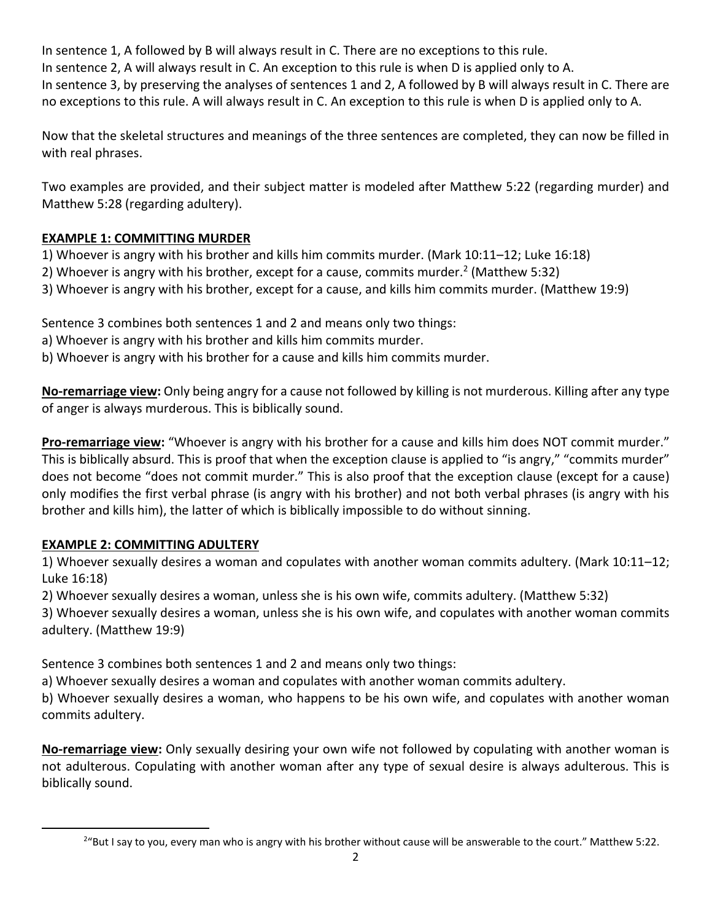In sentence 1, A followed by B will always result in C. There are no exceptions to this rule.
In sentence 2, A will always result in C. An exception to this rule is when D is applied only to A.
In sentence 3, by preserving the analyses of sentences 1 and 2, A followed by B will always result in C. There are no exceptions to this rule. A will always result in C. An exception to this rule is when D is applied only to A.

Now that the skeletal structures and meanings of the three sentences are completed, they can now be filled in with real phrases.

Two examples are provided, and their subject matter is modeled after Matthew 5:22 (regarding murder) and Matthew 5:28 (regarding adultery).

## **EXAMPLE 1: COMMITTING MURDER**

1) Whoever is angry with his brother and kills him commits murder. (Mark 10:11–12; Luke 16:18)
2) Whoever is angry with his brother, except for a cause, commits murder.[2] (Matthew 5:32)
3) Whoever is angry with his brother, except for a cause, and kills him commits murder. (Matthew 19:9)

Sentence 3 combines both sentences 1 and 2 and means only two things:
a) Whoever is angry with his brother and kills him commits murder.
b) Whoever is angry with his brother for a cause and kills him commits murder.

**No-remarriage view:** Only being angry for a cause not followed by killing is not murderous. Killing after any type of anger is always murderous. This is biblically sound.

**Pro-remarriage view:** "Whoever is angry with his brother for a cause and kills him does NOT commit murder." This is biblically absurd. This is proof that when the exception clause is applied to "is angry," "commits murder" does not become "does not commit murder." This is also proof that the exception clause (except for a cause) only modifies the first verbal phrase (is angry with his brother) and not both verbal phrases (is angry with his brother and kills him), the latter of which is biblically impossible to do without sinning.

## **EXAMPLE 2: COMMITTING ADULTERY**

1) Whoever sexually desires a woman and copulates with another woman commits adultery. (Mark 10:11–12; Luke 16:18)
2) Whoever sexually desires a woman, unless she is his own wife, commits adultery. (Matthew 5:32)
3) Whoever sexually desires a woman, unless she is his own wife, and copulates with another woman commits adultery. (Matthew 19:9)

Sentence 3 combines both sentences 1 and 2 and means only two things:
a) Whoever sexually desires a woman and copulates with another woman commits adultery.
b) Whoever sexually desires a woman, who happens to be his own wife, and copulates with another woman commits adultery.

**No-remarriage view:** Only sexually desiring your own wife not followed by copulating with another woman is not adulterous. Copulating with another woman after any type of sexual desire is always adulterous. This is biblically sound.

[2] "But I say to you, every man who is angry with his brother without cause will be answerable to the court." Matthew 5:22.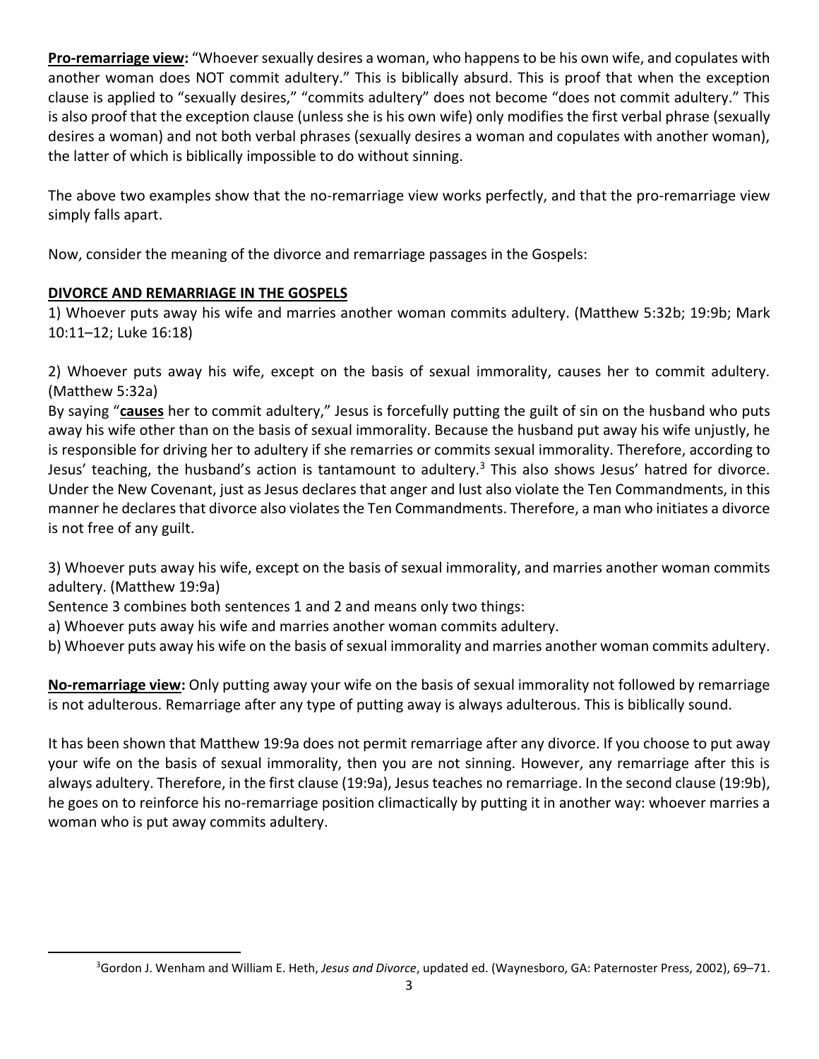**Pro-remarriage view:** "Whoever sexually desires a woman, who happens to be his own wife, and copulates with another woman does NOT commit adultery." This is biblically absurd. This is proof that when the exception clause is applied to "sexually desires," "commits adultery" does not become "does not commit adultery." This is also proof that the exception clause (unless she is his own wife) only modifies the first verbal phrase (sexually desires a woman) and not both verbal phrases (sexually desires a woman and copulates with another woman), the latter of which is biblically impossible to do without sinning.

The above two examples show that the no-remarriage view works perfectly, and that the pro-remarriage view simply falls apart.

Now, consider the meaning of the divorce and remarriage passages in the Gospels:

## DIVORCE AND REMARRIAGE IN THE GOSPELS

1) Whoever puts away his wife and marries another woman commits adultery. (Matthew 5:32b; 19:9b; Mark 10:11–12; Luke 16:18)

2) Whoever puts away his wife, except on the basis of sexual immorality, causes her to commit adultery. (Matthew 5:32a)

By saying "**causes** her to commit adultery," Jesus is forcefully putting the guilt of sin on the husband who puts away his wife other than on the basis of sexual immorality. Because the husband put away his wife unjustly, he is responsible for driving her to adultery if she remarries or commits sexual immorality. Therefore, according to Jesus' teaching, the husband's action is tantamount to adultery.[3] This also shows Jesus' hatred for divorce. Under the New Covenant, just as Jesus declares that anger and lust also violate the Ten Commandments, in this manner he declares that divorce also violates the Ten Commandments. Therefore, a man who initiates a divorce is not free of any guilt.

3) Whoever puts away his wife, except on the basis of sexual immorality, and marries another woman commits adultery. (Matthew 19:9a)

Sentence 3 combines both sentences 1 and 2 and means only two things:

a) Whoever puts away his wife and marries another woman commits adultery.

b) Whoever puts away his wife on the basis of sexual immorality and marries another woman commits adultery.

**No-remarriage view:** Only putting away your wife on the basis of sexual immorality not followed by remarriage is not adulterous. Remarriage after any type of putting away is always adulterous. This is biblically sound.

It has been shown that Matthew 19:9a does not permit remarriage after any divorce. If you choose to put away your wife on the basis of sexual immorality, then you are not sinning. However, any remarriage after this is always adultery. Therefore, in the first clause (19:9a), Jesus teaches no remarriage. In the second clause (19:9b), he goes on to reinforce his no-remarriage position climactically by putting it in another way: whoever marries a woman who is put away commits adultery.

---

[3] Gordon J. Wenham and William E. Heth, *Jesus and Divorce*, updated ed. (Waynesboro, GA: Paternoster Press, 2002), 69–71.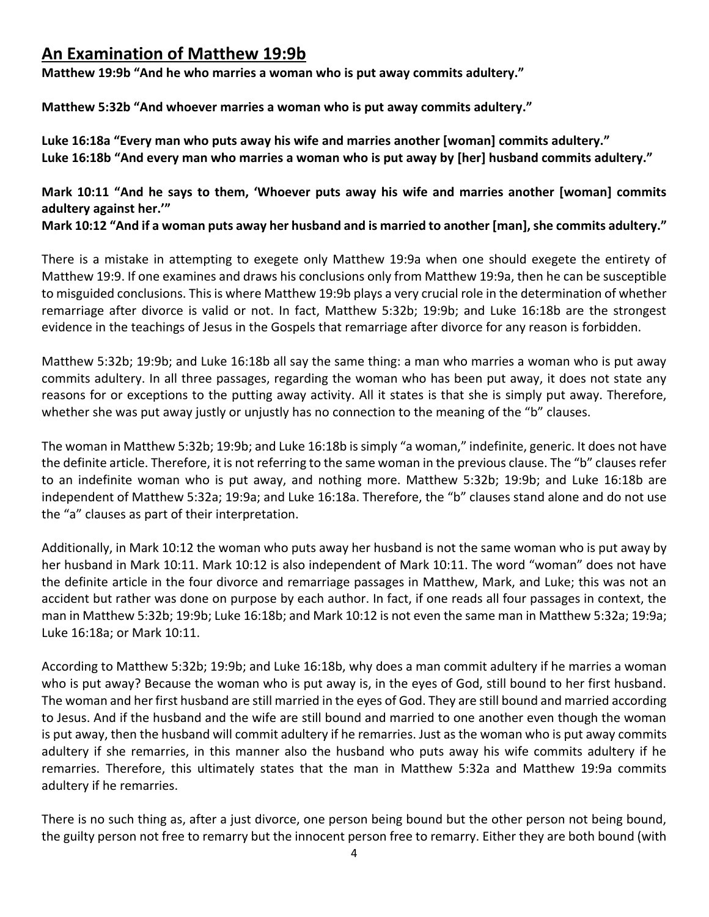## An Examination of Matthew 19:9b

**Matthew 19:9b "And he who marries a woman who is put away commits adultery."**

**Matthew 5:32b "And whoever marries a woman who is put away commits adultery."**

**Luke 16:18a "Every man who puts away his wife and marries another [woman] commits adultery."**
**Luke 16:18b "And every man who marries a woman who is put away by [her] husband commits adultery."**

**Mark 10:11 "And he says to them, 'Whoever puts away his wife and marries another [woman] commits adultery against her.'"**
**Mark 10:12 "And if a woman puts away her husband and is married to another [man], she commits adultery."**

There is a mistake in attempting to exegete only Matthew 19:9a when one should exegete the entirety of Matthew 19:9. If one examines and draws his conclusions only from Matthew 19:9a, then he can be susceptible to misguided conclusions. This is where Matthew 19:9b plays a very crucial role in the determination of whether remarriage after divorce is valid or not. In fact, Matthew 5:32b; 19:9b; and Luke 16:18b are the strongest evidence in the teachings of Jesus in the Gospels that remarriage after divorce for any reason is forbidden.

Matthew 5:32b; 19:9b; and Luke 16:18b all say the same thing: a man who marries a woman who is put away commits adultery. In all three passages, regarding the woman who has been put away, it does not state any reasons for or exceptions to the putting away activity. All it states is that she is simply put away. Therefore, whether she was put away justly or unjustly has no connection to the meaning of the "b" clauses.

The woman in Matthew 5:32b; 19:9b; and Luke 16:18b is simply "a woman," indefinite, generic. It does not have the definite article. Therefore, it is not referring to the same woman in the previous clause. The "b" clauses refer to an indefinite woman who is put away, and nothing more. Matthew 5:32b; 19:9b; and Luke 16:18b are independent of Matthew 5:32a; 19:9a; and Luke 16:18a. Therefore, the "b" clauses stand alone and do not use the "a" clauses as part of their interpretation.

Additionally, in Mark 10:12 the woman who puts away her husband is not the same woman who is put away by her husband in Mark 10:11. Mark 10:12 is also independent of Mark 10:11. The word "woman" does not have the definite article in the four divorce and remarriage passages in Matthew, Mark, and Luke; this was not an accident but rather was done on purpose by each author. In fact, if one reads all four passages in context, the man in Matthew 5:32b; 19:9b; Luke 16:18b; and Mark 10:12 is not even the same man in Matthew 5:32a; 19:9a; Luke 16:18a; or Mark 10:11.

According to Matthew 5:32b; 19:9b; and Luke 16:18b, why does a man commit adultery if he marries a woman who is put away? Because the woman who is put away is, in the eyes of God, still bound to her first husband. The woman and her first husband are still married in the eyes of God. They are still bound and married according to Jesus. And if the husband and the wife are still bound and married to one another even though the woman is put away, then the husband will commit adultery if he remarries. Just as the woman who is put away commits adultery if she remarries, in this manner also the husband who puts away his wife commits adultery if he remarries. Therefore, this ultimately states that the man in Matthew 5:32a and Matthew 19:9a commits adultery if he remarries.

There is no such thing as, after a just divorce, one person being bound but the other person not being bound, the guilty person not free to remarry but the innocent person free to remarry. Either they are both bound (with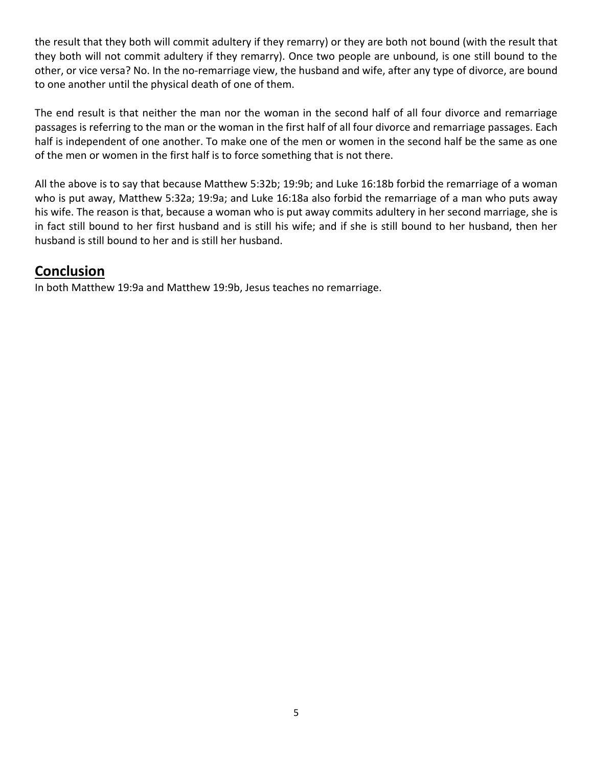the result that they both will commit adultery if they remarry) or they are both not bound (with the result that they both will not commit adultery if they remarry). Once two people are unbound, is one still bound to the other, or vice versa? No. In the no-remarriage view, the husband and wife, after any type of divorce, are bound to one another until the physical death of one of them.

The end result is that neither the man nor the woman in the second half of all four divorce and remarriage passages is referring to the man or the woman in the first half of all four divorce and remarriage passages. Each half is independent of one another. To make one of the men or women in the second half be the same as one of the men or women in the first half is to force something that is not there.

All the above is to say that because Matthew 5:32b; 19:9b; and Luke 16:18b forbid the remarriage of a woman who is put away, Matthew 5:32a; 19:9a; and Luke 16:18a also forbid the remarriage of a man who puts away his wife. The reason is that, because a woman who is put away commits adultery in her second marriage, she is in fact still bound to her first husband and is still his wife; and if she is still bound to her husband, then her husband is still bound to her and is still her husband.

## Conclusion

In both Matthew 19:9a and Matthew 19:9b, Jesus teaches no remarriage.